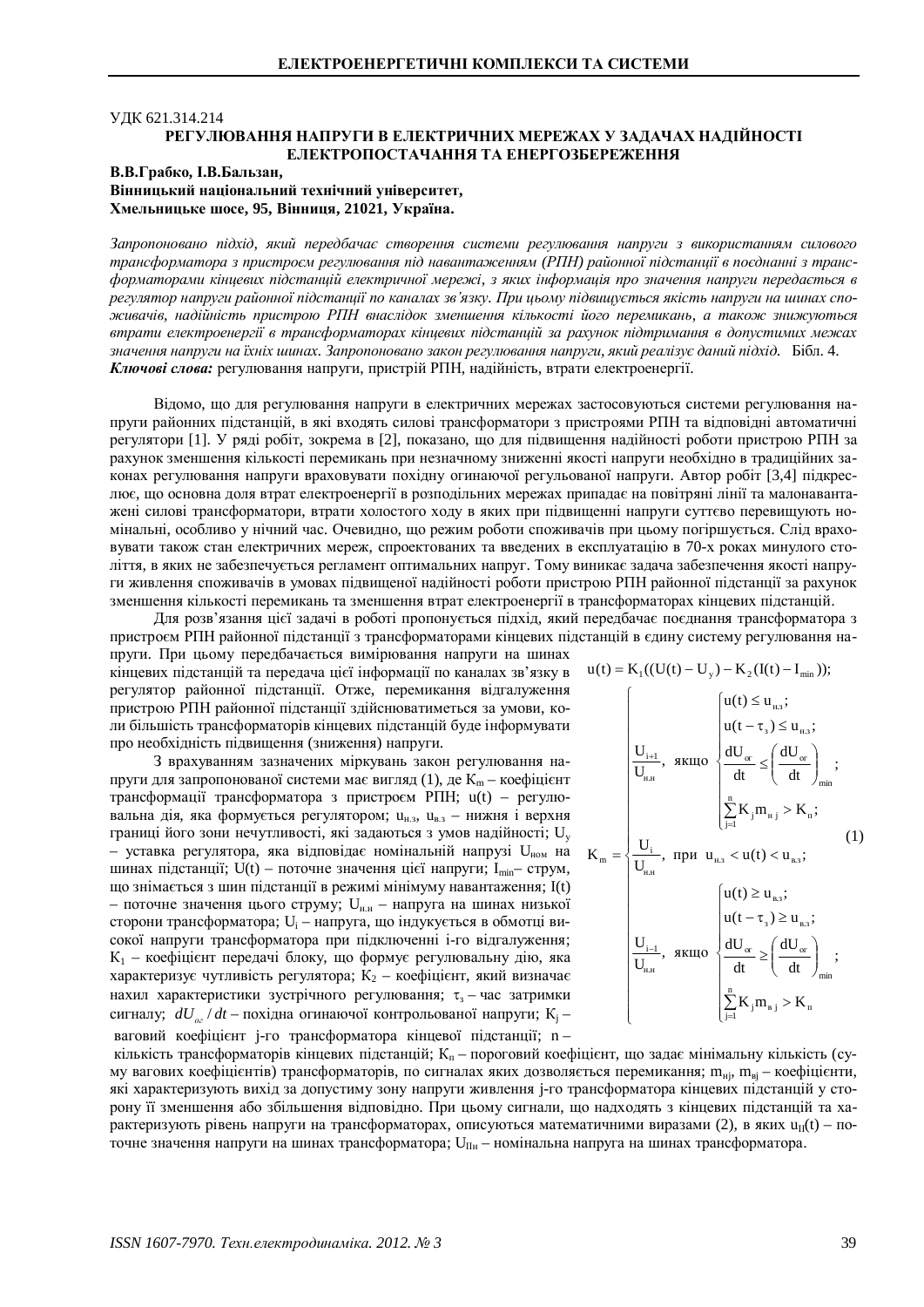УДК 621.314.214

## РЕГУЛЮВАННЯ НАПРУГИ В ЕЛЕКТРИЧНИХ МЕРЕЖАХ У ЗАДАЧАХ НАДІЙНОСТІ ЕЛЕКТРОПОСТАЧАННЯ ТА ЕНЕРГОЗБЕРЕЖЕННЯ

**В.В.Грабко, І.В.Бальзан,**
**Вінницький національний технічний університет,**
**Хмельницьке шосе, 95, Вінниця, 21021, Україна.**

*Запропоновано підхід, який передбачає створення системи регулювання напруги з використанням силового трансформатора з пристроєм регулювання під навантаженням (РПН) районної підстанції в поєднанні з трансформаторами кінцевих підстанцій електричної мережі, з яких інформація про значення напруги передається в регулятор напруги районної підстанції по каналах зв'язку. При цьому підвищується якість напруги на шинах споживачів, надійність пристрою РПН внаслідок зменшення кількості його перемикань, а також знижуються втрати електроенергії в трансформаторах кінцевих підстанцій за рахунок підтримання в допустимих межах значення напруги на їхніх шинах. Запропоновано закон регулювання напруги, який реалізує даний підхід.* Бібл. 4.

***Ключові слова:*** регулювання напруги, пристрій РПН, надійність, втрати електроенергії.

Відомо, що для регулювання напруги в електричних мережах застосовуються системи регулювання напруги районних підстанцій, в які входять силові трансформатори з пристроями РПН та відповідні автоматичні регулятори [1]. У ряді робіт, зокрема в [2], показано, що для підвищення надійності роботи пристрою РПН за рахунок зменшення кількості перемикань при незначному зниженні якості напруги необхідно в традиційних законах регулювання напруги враховувати похідну огинаючої регульованої напруги. Автор робіт [3,4] підкреслює, що основна доля втрат електроенергії в розподільних мережах припадає на повітряні лінії та малонавантажені силові трансформатори, втрати холостого ходу в яких при підвищенні напруги суттєво перевищують номінальні, особливо у нічний час. Очевидно, що режим роботи споживачів при цьому погіршується. Слід враховувати також стан електричних мереж, спроектованих та введених в експлуатацію в 70-х роках минулого століття, в яких не забезпечується регламент оптимальних напруг. Тому виникає задача забезпечення якості напруги живлення споживачів в умовах підвищеної надійності роботи пристрою РПН районної підстанції за рахунок зменшення кількості перемикань та зменшення втрат електроенергії в трансформаторах кінцевих підстанцій.

Для розв'язання цієї задачі в роботі пропонується підхід, який передбачає поєднання трансформатора з пристроєм РПН районної підстанції з трансформаторами кінцевих підстанцій в єдину систему регулювання напруги. При цьому передбачається вимірювання напруги на шинах кінцевих підстанцій та передача цієї інформації по каналах зв'язку в регулятор районної підстанції. Отже, перемикання відгалуження пристрою РПН районної підстанції здійснюватиметься за умови, коли більшість трансформаторів кінцевих підстанцій буде інформувати про необхідність підвищення (зниження) напруги.

З врахуванням зазначених міркувань закон регулювання напруги для запропонованої системи має вигляд (1), де $K_m$ – коефіцієнт трансформації трансформатора з пристроєм РПН; $u(t)$ – регулювальна дія, яка формується регулятором; $u_{н.з}$, $u_{в.з}$ – нижня і верхня границі його зони нечутливості, які задаються з умов надійності; $U_у$ – уставка регулятора, яка відповідає номінальній напрузі $U_{ном}$ на шинах підстанції; $U(t)$ – поточне значення цієї напруги; $I_{min}$ – струм, що знімається з шин підстанції в режимі мінімуму навантаження; $I(t)$ – поточне значення цього струму; $U_{н.н}$ – напруга на шинах низької сторони трансформатора; $U_i$ – напруга, що індукується в обмотці високої напруги трансформатора при підключенні i-го відгалуження; $K_1$ – коефіцієнт передачі блоку, що формує регулювальну дію, яка характеризує чутливість регулятора; $K_2$ – коефіцієнт, який визначає нахил характеристики зустрічного регулювання; $\tau_з$ – час затримки сигналу; $dU_{ог}/dt$ – похідна огинаючої контрольованої напруги; $K_j$ – ваговий коефіцієнт j-го трансформатора кінцевої підстанції; $n$ – кількість трансформаторів кінцевих підстанцій; $K_п$ – пороговий коефіцієнт, що задає мінімальну кількість (суму вагових коефіцієнтів) трансформаторів, по сигналах яких дозволяється перемикання; $m_{нj}$, $m_{вj}$ – коефіцієнти, які характеризують вихід за допустиму зону напруги живлення j-го трансформатора кінцевих підстанцій у сторону її зменшення або збільшення відповідно. При цьому сигнали, що надходять з кінцевих підстанцій та характеризують рівень напруги на трансформаторах, описуються математичними виразами (2), в яких $u_{II}(t)$ – поточне значення напруги на шинах трансформатора; $U_{IIн}$ – номінальна напруга на шинах трансформатора.

$$u(t) = K_1((U(t) - U_у) - K_2(I(t) - I_{min}));$$

$$K_m = \begin{cases} \dfrac{U_{i+1}}{U_{н.н}}, & \text{якщо } \begin{cases} u(t) \le u_{н.з}; \\ u(t-\tau_з) \le u_{н.з}; \\ \dfrac{dU_{ог}}{dt} \le \left(\dfrac{dU_{ог}}{dt}\right)_{min}; \\ \sum\limits_{j=1}^{n} K_j m_{н\,j} > K_п; \end{cases} \\ \dfrac{U_i}{U_{н.н}}, & \text{при } u_{н.з} < u(t) < u_{в.з}; \\ \dfrac{U_{i-1}}{U_{н.н}}, & \text{якщо } \begin{cases} u(t) \ge u_{в.з}; \\ u(t-\tau_з) \ge u_{в.з}; \\ \dfrac{dU_{ог}}{dt} \ge \left(\dfrac{dU_{ог}}{dt}\right)_{min}; \\ \sum\limits_{j=1}^{n} K_j m_{в\,j} > K_п \end{cases} \end{cases} \tag{1}$$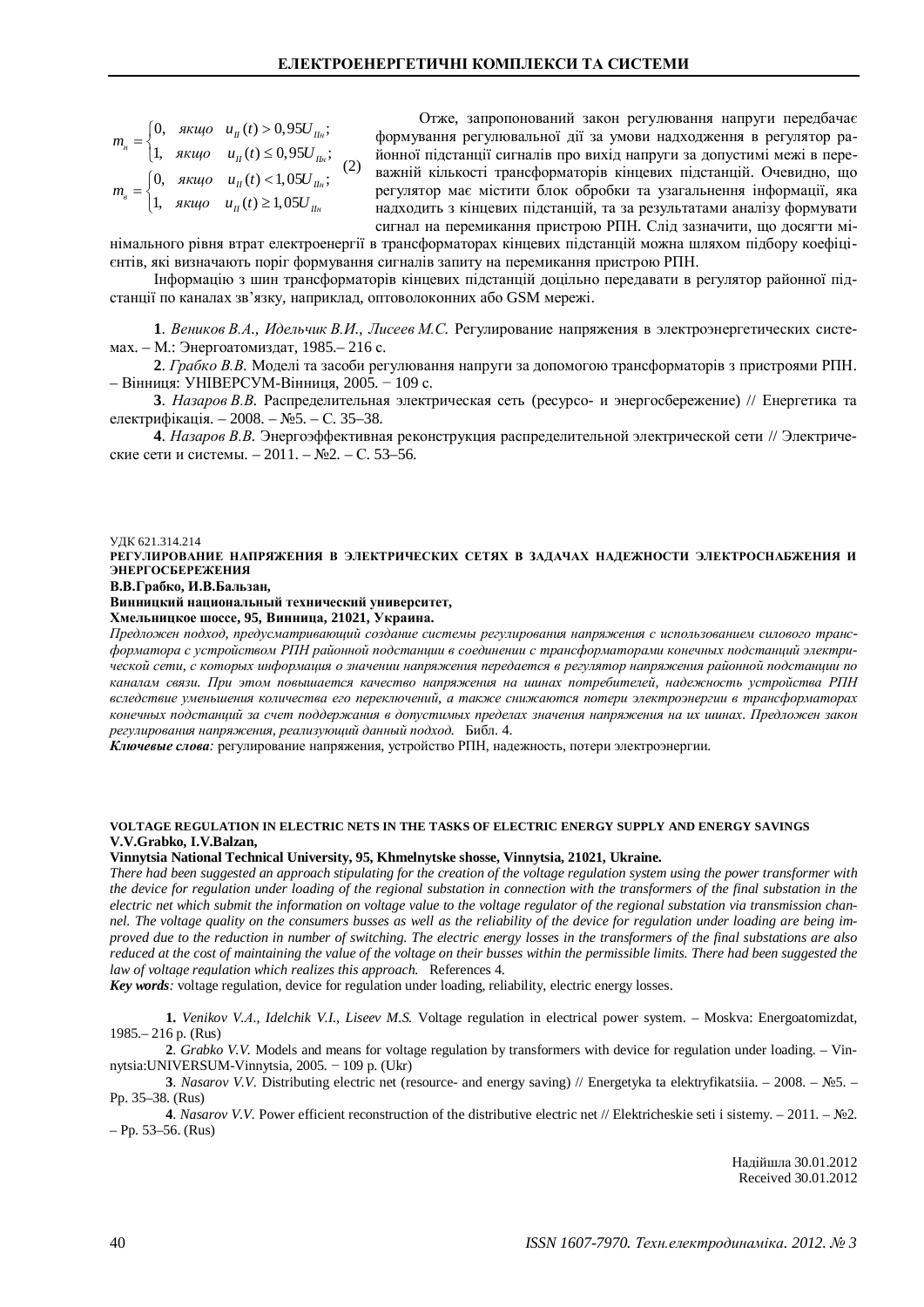$$m_{н} = \begin{cases} 0, & якщо \quad u_{II}(t) > 0,95U_{IIн}; \\ 1, & якщо \quad u_{II}(t) \le 0,95U_{IIн}; \end{cases} \tag{2}$$
$$m_{в} = \begin{cases} 0, & якщо \quad u_{II}(t) < 1,05U_{IIн}; \\ 1, & якщо \quad u_{II}(t) \ge 1,05U_{IIн} \end{cases}$$

Отже, запропонований закон регулювання напруги передбачає формування регулювальної дії за умови надходження в регулятор районної підстанції сигналів про вихід напруги за допустимі межі в переважній кількості трансформаторів кінцевих підстанцій. Очевидно, що регулятор має містити блок обробки та узагальнення інформації, яка надходить з кінцевих підстанцій, та за результатами аналізу формувати сигнал на перемикання пристрою РПН. Слід зазначити, що досягти мінімального рівня втрат електроенергії в трансформаторах кінцевих підстанцій можна шляхом підбору коефіцієнтів, які визначають поріг формування сигналів запиту на перемикання пристрою РПН.

Інформацію з шин трансформаторів кінцевих підстанцій доцільно передавати в регулятор районної підстанції по каналах зв'язку, наприклад, оптоволоконних або GSM мережі.

**1**. *Веников В.А., Идельчик В.И., Лисеев М.С.* Регулирование напряжения в электроэнергетических системах. – М.: Энергоатомиздат, 1985.– 216 с.

**2**. *Грабко В.В.* Моделі та засоби регулювання напруги за допомогою трансформаторів з пристроями РПН. – Вінниця: УНІВЕРСУМ-Вінниця, 2005. − 109 с.

**3**. *Назаров В.В.* Распределительная электрическая сеть (ресурсо- и энергосбережение) // Енергетика та електрифікація. – 2008. – №5. – С. 35–38.

**4**. *Назаров В.В.* Энергоэффективная реконструкция распределительной электрической сети // Электрические сети и системы. – 2011. – №2. – С. 53–56.

УДК 621.314.214

**РЕГУЛИРОВАНИЕ НАПРЯЖЕНИЯ В ЭЛЕКТРИЧЕСКИХ СЕТЯХ В ЗАДАЧАХ НАДЕЖНОСТИ ЭЛЕКТРОСНАБЖЕНИЯ И ЭНЕРГОСБЕРЕЖЕНИЯ**

**В.В.Грабко, И.В.Бальзан,**

**Винницкий национальный технический университет,**

**Хмельницкое шоссе, 95, Винница, 21021, Украина.**

*Предложен подход, предусматривающий создание системы регулирования напряжения с использованием силового трансформатора с устройством РПН районной подстанции в соединении с трансформаторами конечных подстанций электрической сети, с которых информация о значении напряжения передается в регулятор напряжения районной подстанции по каналам связи. При этом повышается качество напряжения на шинах потребителей, надежность устройства РПН вследствие уменьшения количества его переключений, а также снижаются потери электроэнергии в трансформаторах конечных подстанций за счет поддержания в допустимых пределах значения напряжения на их шинах. Предложен закон регулирования напряжения, реализующий данный подход.* Библ. 4.

***Ключевые слова****:* регулирование напряжения, устройство РПН, надежность, потери электроэнергии.

**VOLTAGE REGULATION IN ELECTRIC NETS IN THE TASKS OF ELECTRIC ENERGY SUPPLY AND ENERGY SAVINGS**

**V.V.Grabko, I.V.Balzan,**

**Vinnytsia National Technical University, 95, Khmelnytske shosse, Vinnytsia, 21021, Ukraine.**

*There had been suggested an approach stipulating for the creation of the voltage regulation system using the power transformer with the device for regulation under loading of the regional substation in connection with the transformers of the final substation in the electric net which submit the information on voltage value to the voltage regulator of the regional substation via transmission channel. The voltage quality on the consumers busses as well as the reliability of the device for regulation under loading are being improved due to the reduction in number of switching. The electric energy losses in the transformers of the final substations are also reduced at the cost of maintaining the value of the voltage on their busses within the permissible limits. There had been suggested the law of voltage regulation which realizes this approach.* References 4.

***Key words****:* voltage regulation, device for regulation under loading, reliability, electric energy losses.

**1.** *Venikov V.A., Idelchik V.I., Liseev M.S.* Voltage regulation in electrical power system. – Moskva: Energoatomizdat, 1985.– 216 p. (Rus)

**2**. *Grabko V.V.* Models and means for voltage regulation by transformers with device for regulation under loading. – Vinnytsia:UNIVERSUM-Vinnytsia, 2005. − 109 p. (Ukr)

**3**. *Nasarov V.V.* Distributing electric net (resource- and energy saving) // Energetyka ta elektryfikatsiia. – 2008. – №5. – Pp. 35–38. (Rus)

**4**. *Nasarov V.V.* Power efficient reconstruction of the distributive electric net // Elektricheskie seti i sistemy. – 2011. – №2. – Pp. 53–56. (Rus)

Надійшла 30.01.2012
Received 30.01.2012